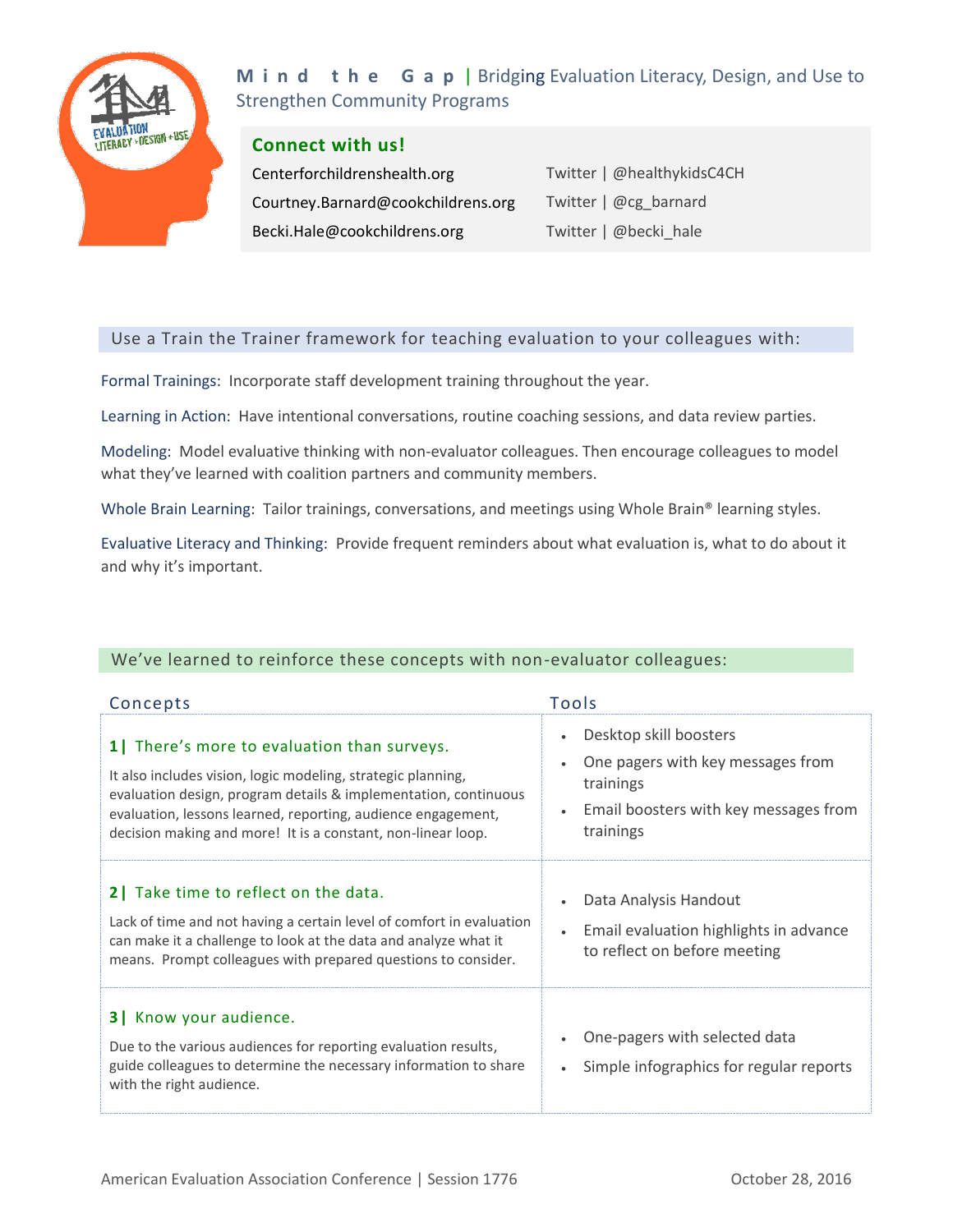# Mind the Gap | Bridging Evaluation Literacy, Design, and Use to Strengthen Community Programs

## Connect with us!

| | |
|---|---|
| Centerforchildrenshealth.org | Twitter \| @healthykidsC4CH |
| Courtney.Barnard@cookchildrens.org | Twitter \| @cg_barnard |
| Becki.Hale@cookchildrens.org | Twitter \| @becki_hale |

## Use a Train the Trainer framework for teaching evaluation to your colleagues with:

Formal Trainings: Incorporate staff development training throughout the year.

Learning in Action: Have intentional conversations, routine coaching sessions, and data review parties.

Modeling: Model evaluative thinking with non-evaluator colleagues. Then encourage colleagues to model what they've learned with coalition partners and community members.

Whole Brain Learning: Tailor trainings, conversations, and meetings using Whole Brain® learning styles.

Evaluative Literacy and Thinking: Provide frequent reminders about what evaluation is, what to do about it and why it's important.

## We've learned to reinforce these concepts with non-evaluator colleagues:

| Concepts | Tools |
|---|---|
| **1\| There's more to evaluation than surveys.** It also includes vision, logic modeling, strategic planning, evaluation design, program details & implementation, continuous evaluation, lessons learned, reporting, audience engagement, decision making and more! It is a constant, non-linear loop. | • Desktop skill boosters<br>• One pagers with key messages from trainings<br>• Email boosters with key messages from trainings |
| **2\| Take time to reflect on the data.** Lack of time and not having a certain level of comfort in evaluation can make it a challenge to look at the data and analyze what it means. Prompt colleagues with prepared questions to consider. | • Data Analysis Handout<br>• Email evaluation highlights in advance to reflect on before meeting |
| **3\| Know your audience.** Due to the various audiences for reporting evaluation results, guide colleagues to determine the necessary information to share with the right audience. | • One-pagers with selected data<br>• Simple infographics for regular reports |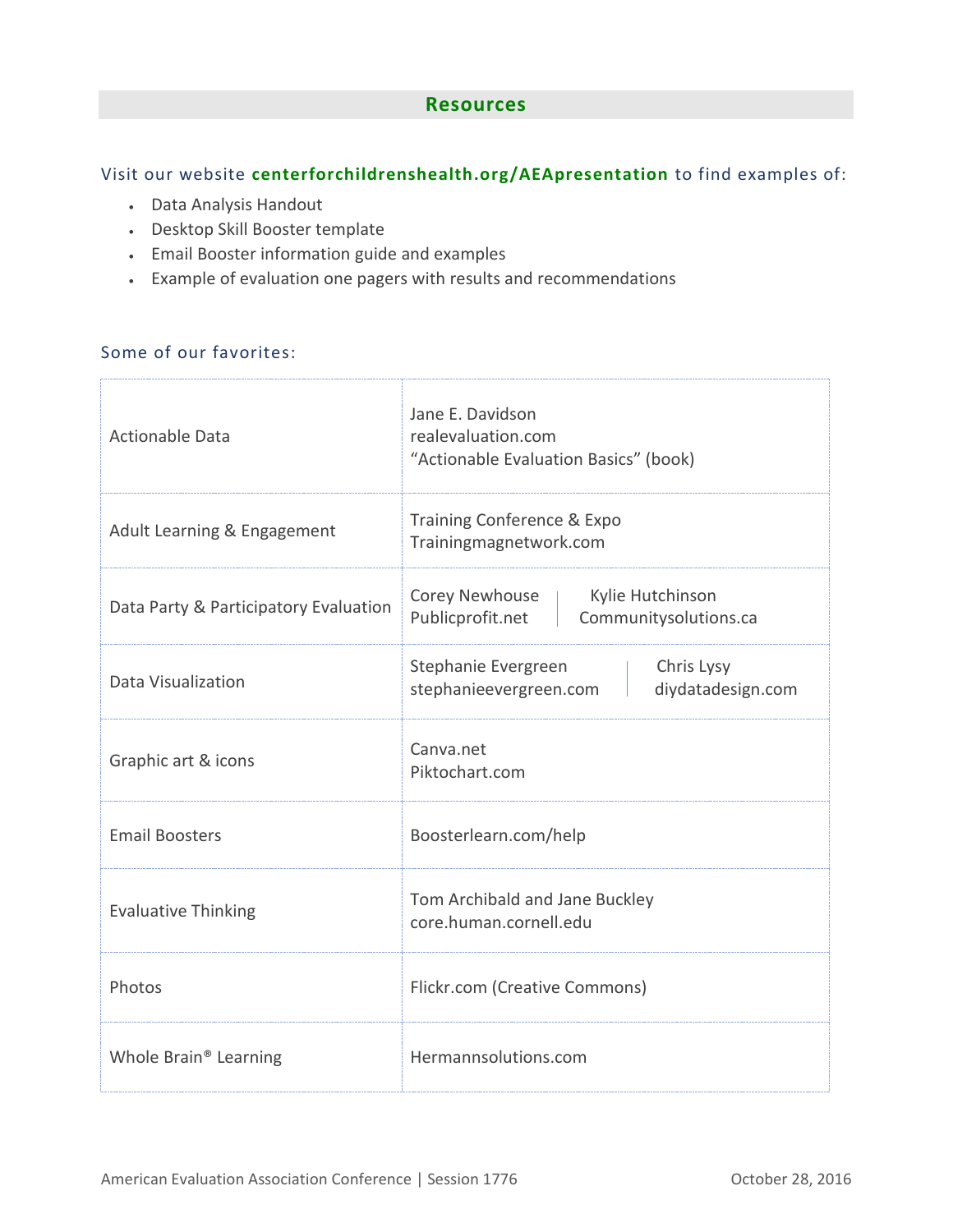## Resources

Visit our website **centerforchildrenshealth.org/AEApresentation** to find examples of:

- Data Analysis Handout
- Desktop Skill Booster template
- Email Booster information guide and examples
- Example of evaluation one pagers with results and recommendations

Some of our favorites:

| | |
|---|---|
| Actionable Data | Jane E. Davidson<br>realevaluation.com<br>“Actionable Evaluation Basics” (book) |
| Adult Learning & Engagement | Training Conference & Expo<br>Trainingmagnetwork.com |
| Data Party & Participatory Evaluation | Corey Newhouse<br>Publicprofit.net<br><br>Kylie Hutchinson<br>Communitysolutions.ca |
| Data Visualization | Stephanie Evergreen<br>stephanieevergreen.com<br><br>Chris Lysy<br>diydatadesign.com |
| Graphic art & icons | Canva.net<br>Piktochart.com |
| Email Boosters | Boosterlearn.com/help |
| Evaluative Thinking | Tom Archibald and Jane Buckley<br>core.human.cornell.edu |
| Photos | Flickr.com (Creative Commons) |
| Whole Brain® Learning | Hermannsolutions.com |